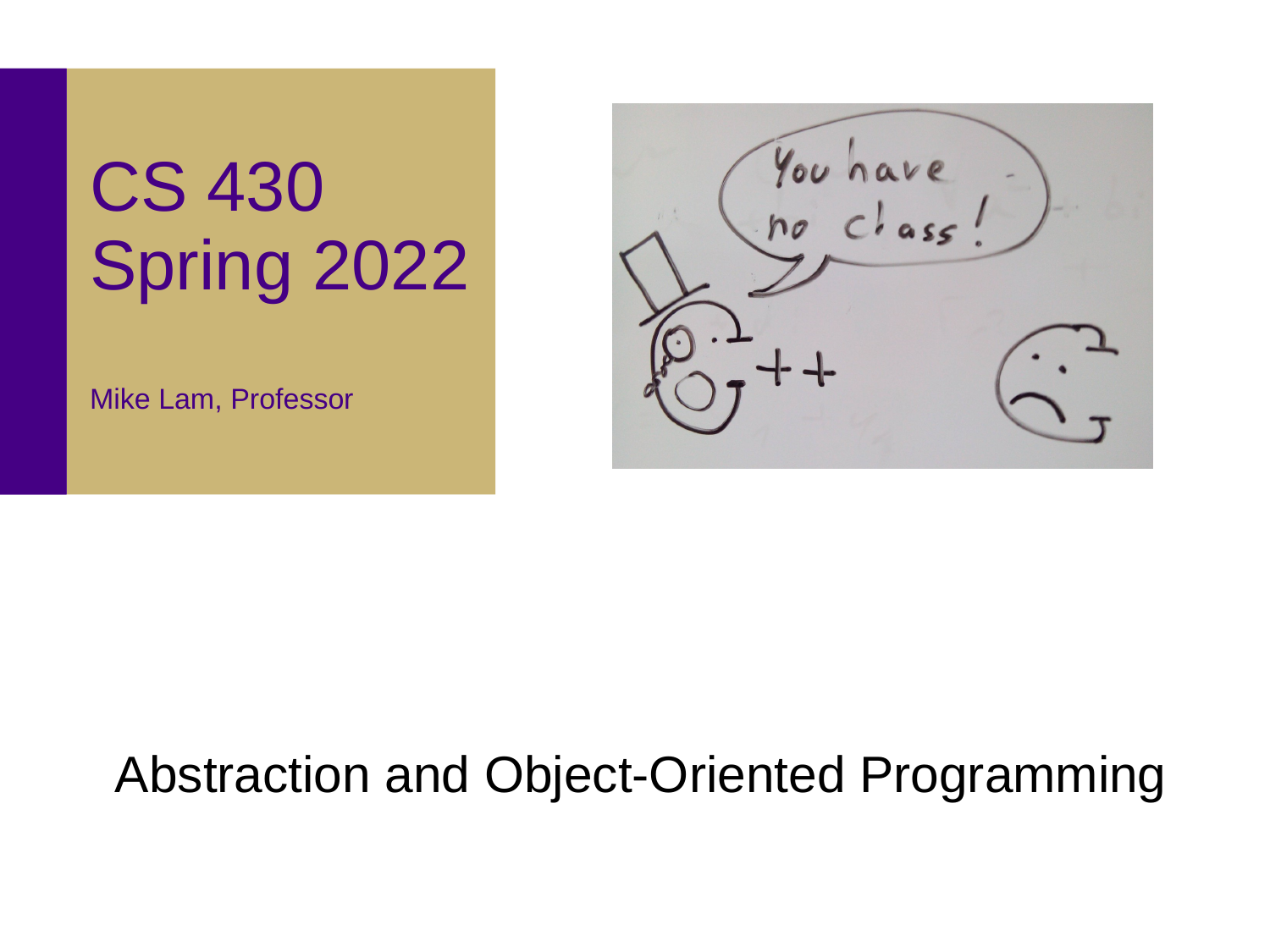# CS 430 Spring 2022

Mike Lam, Professor

## Abstraction and Object-Oriented Programming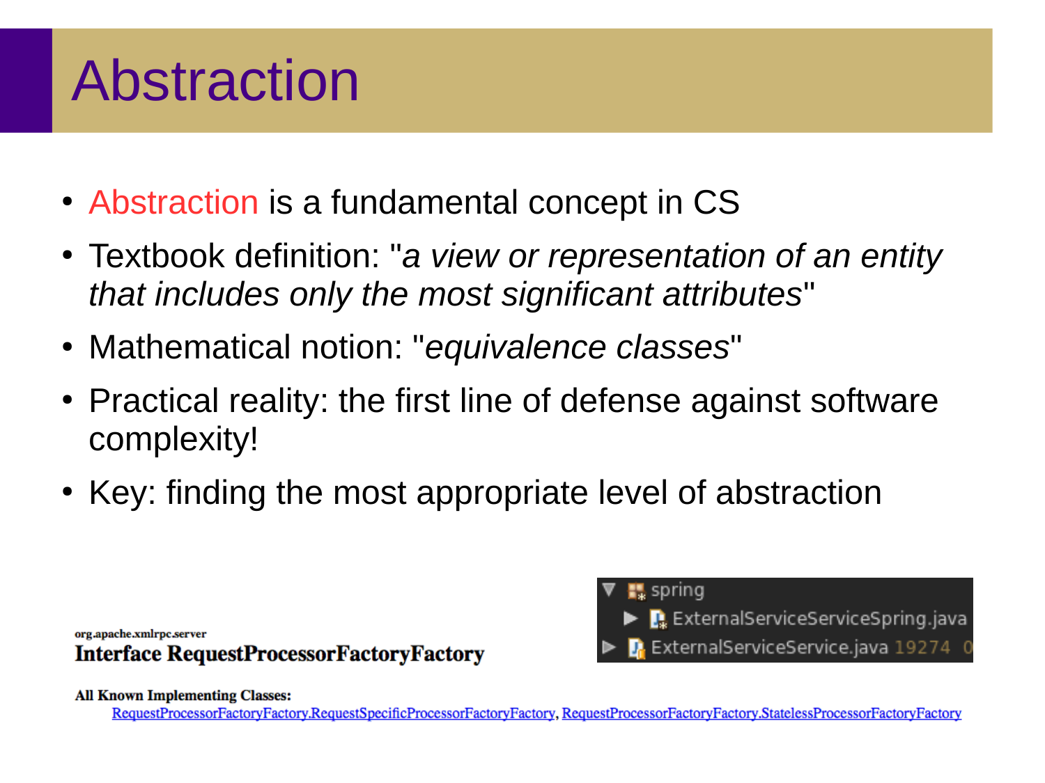# Abstraction

- Abstraction is a fundamental concept in CS
- Textbook definition: "*a view or representation of an entity that includes only the most significant attributes*"
- Mathematical notion: "*equivalence classes*"
- Practical reality: the first line of defense against software complexity!
- Key: finding the most appropriate level of abstraction

org.apache.xmlrpc.server

**Interface RequestProcessorFactoryFactory**

**All Known Implementing Classes:**

RequestProcessorFactoryFactory.RequestSpecificProcessorFactoryFactory, RequestProcessorFactoryFactory.StatelessProcessorFactoryFactory

```
▼ spring
  ▶ ExternalServiceServiceSpring.java
▶ ExternalServiceService.java 19274 0
```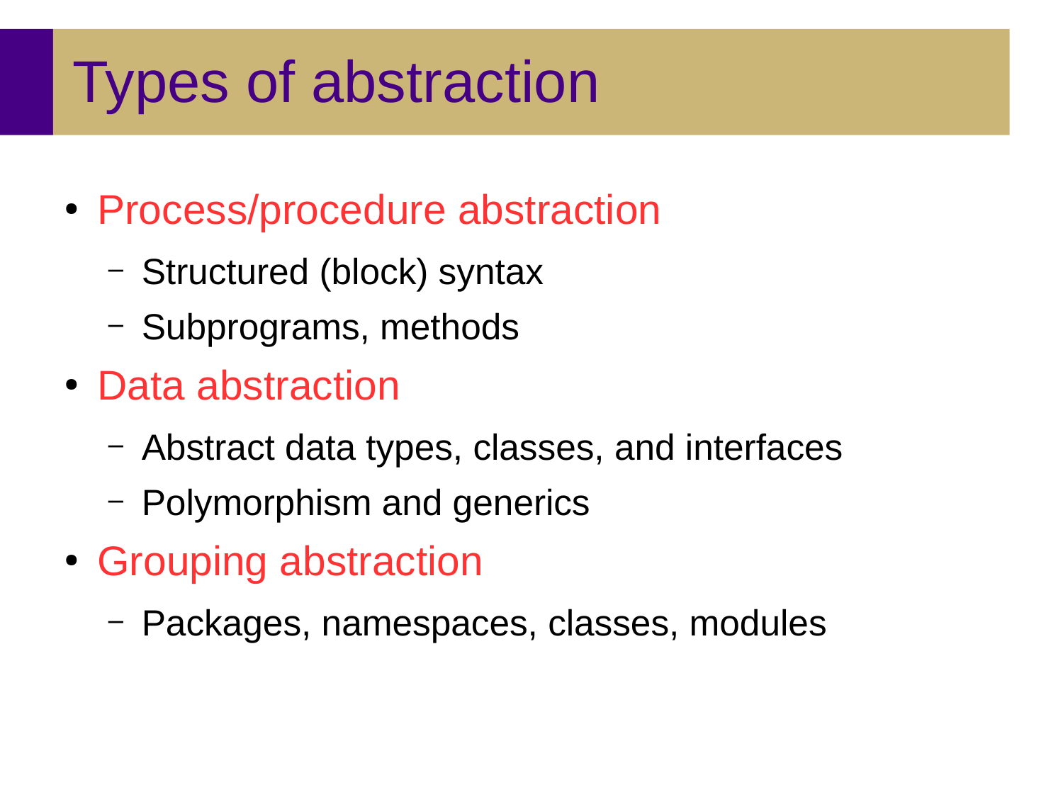# Types of abstraction

- Process/procedure abstraction
  - Structured (block) syntax
  - Subprograms, methods
- Data abstraction
  - Abstract data types, classes, and interfaces
  - Polymorphism and generics
- Grouping abstraction
  - Packages, namespaces, classes, modules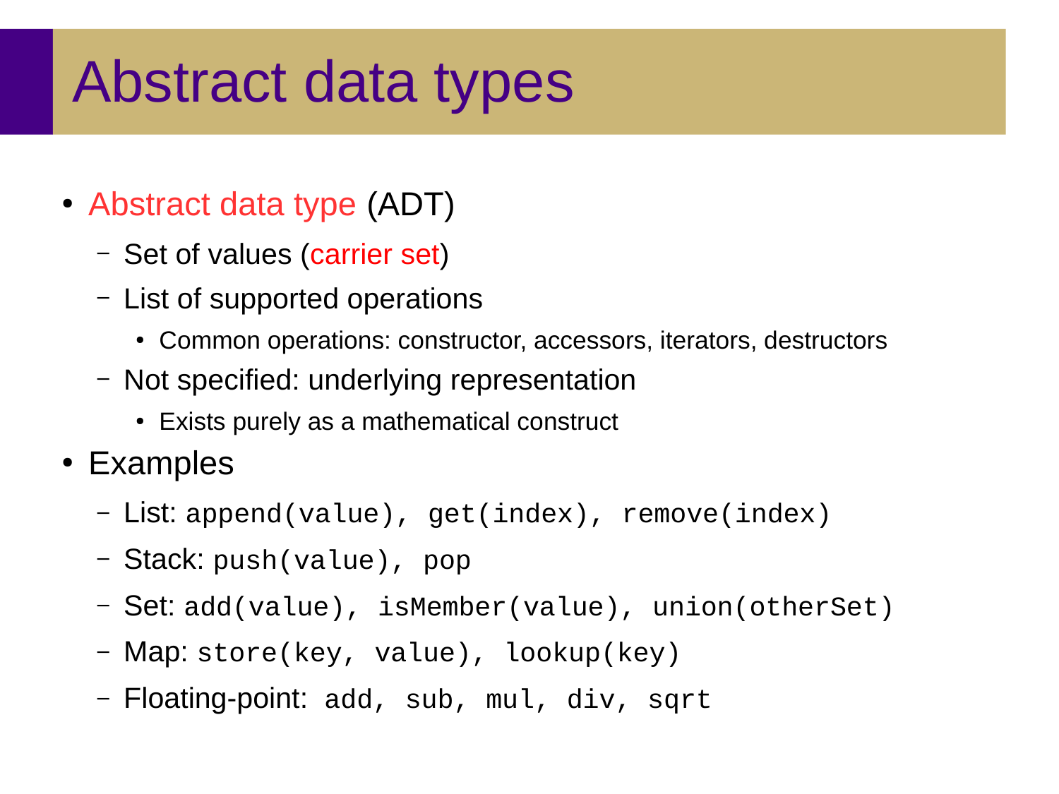# Abstract data types

- Abstract data type (ADT)
  - Set of values (carrier set)
  - List of supported operations
    - Common operations: constructor, accessors, iterators, destructors
  - Not specified: underlying representation
    - Exists purely as a mathematical construct
- Examples
  - List: `append(value), get(index), remove(index)`
  - Stack: `push(value), pop`
  - Set: `add(value), isMember(value), union(otherSet)`
  - Map: `store(key, value), lookup(key)`
  - Floating-point: `add, sub, mul, div, sqrt`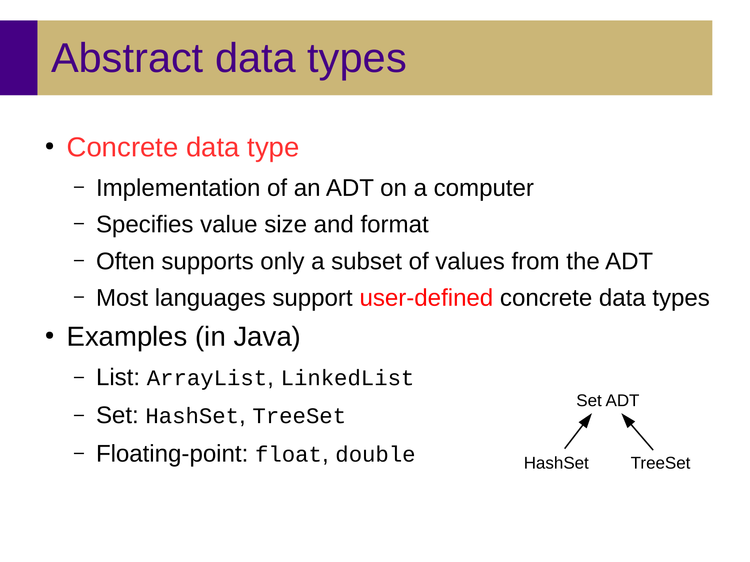# Abstract data types

- Concrete data type
  - Implementation of an ADT on a computer
  - Specifies value size and format
  - Often supports only a subset of values from the ADT
  - Most languages support user-defined concrete data types
- Examples (in Java)
  - List: `ArrayList`, `LinkedList`
  - Set: `HashSet`, `TreeSet`
  - Floating-point: `float`, `double`

Set ADT

HashSet

TreeSet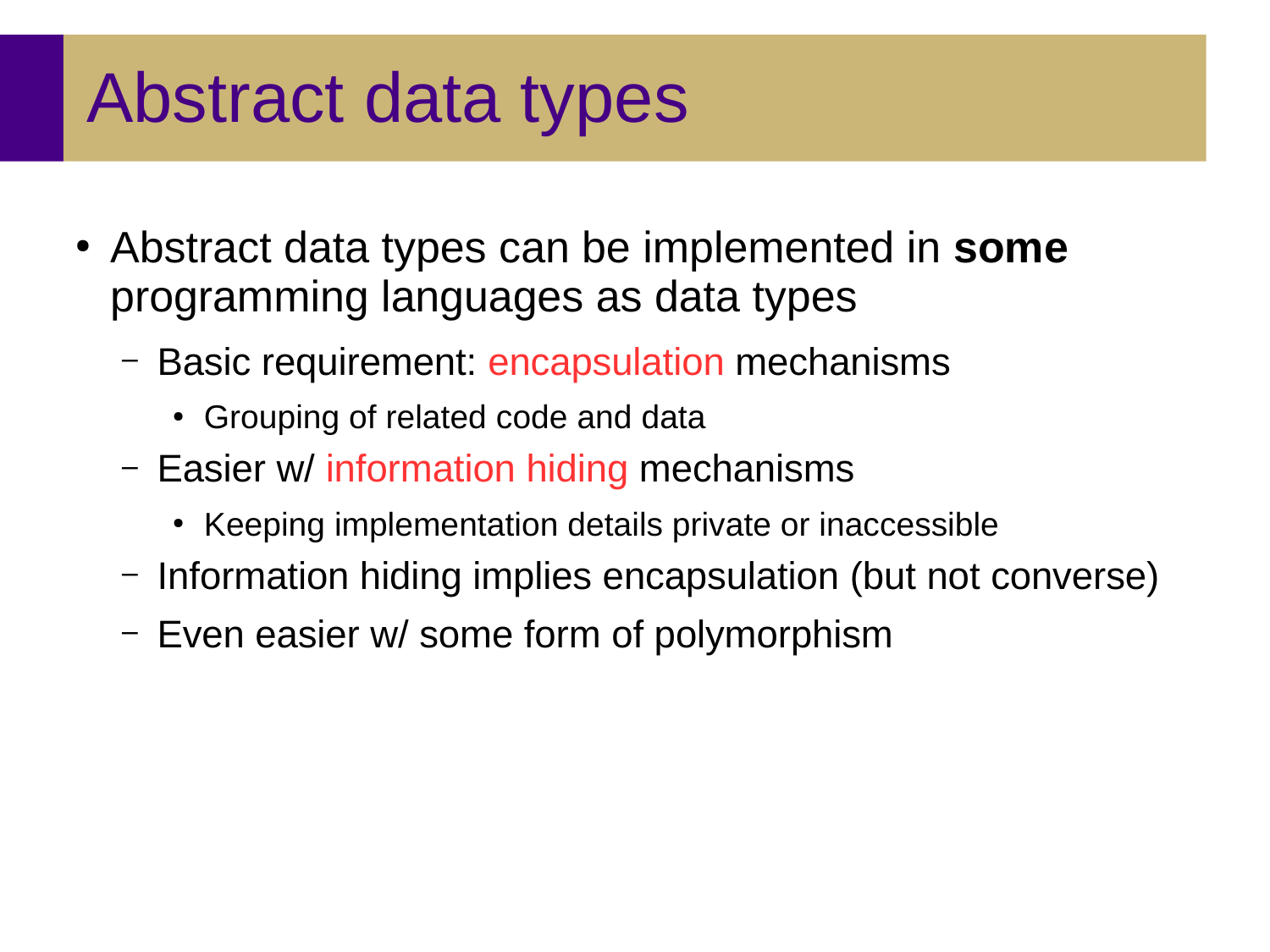# Abstract data types

- Abstract data types can be implemented in **some** programming languages as data types
  - Basic requirement: encapsulation mechanisms
    - Grouping of related code and data
  - Easier w/ information hiding mechanisms
    - Keeping implementation details private or inaccessible
  - Information hiding implies encapsulation (but not converse)
  - Even easier w/ some form of polymorphism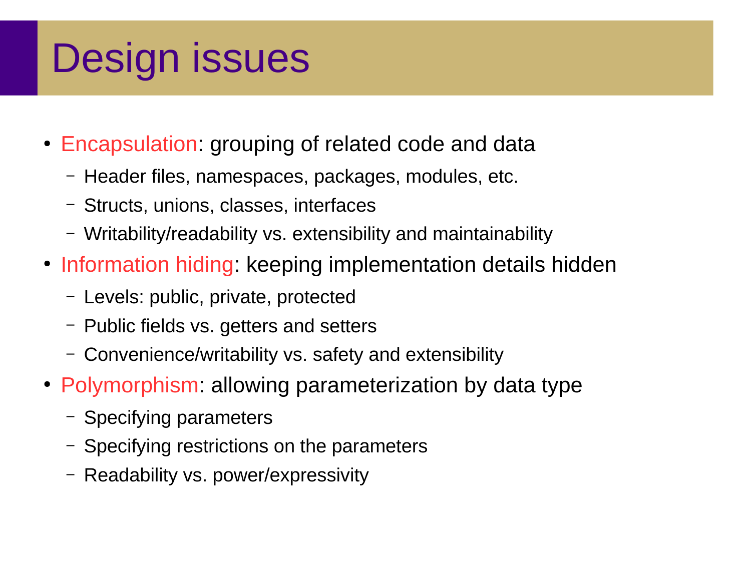# Design issues

- Encapsulation: grouping of related code and data
  - Header files, namespaces, packages, modules, etc.
  - Structs, unions, classes, interfaces
  - Writability/readability vs. extensibility and maintainability
- Information hiding: keeping implementation details hidden
  - Levels: public, private, protected
  - Public fields vs. getters and setters
  - Convenience/writability vs. safety and extensibility
- Polymorphism: allowing parameterization by data type
  - Specifying parameters
  - Specifying restrictions on the parameters
  - Readability vs. power/expressivity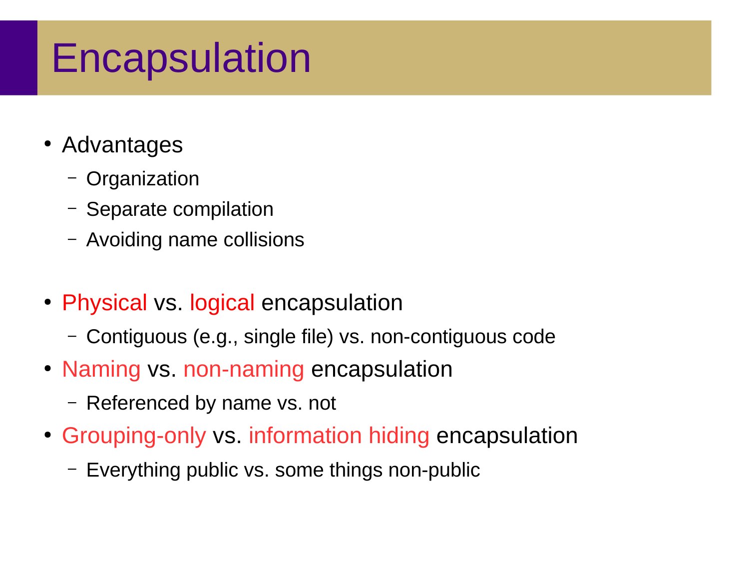# Encapsulation

- Advantages
  - Organization
  - Separate compilation
  - Avoiding name collisions

- Physical vs. logical encapsulation
  - Contiguous (e.g., single file) vs. non-contiguous code
- Naming vs. non-naming encapsulation
  - Referenced by name vs. not
- Grouping-only vs. information hiding encapsulation
  - Everything public vs. some things non-public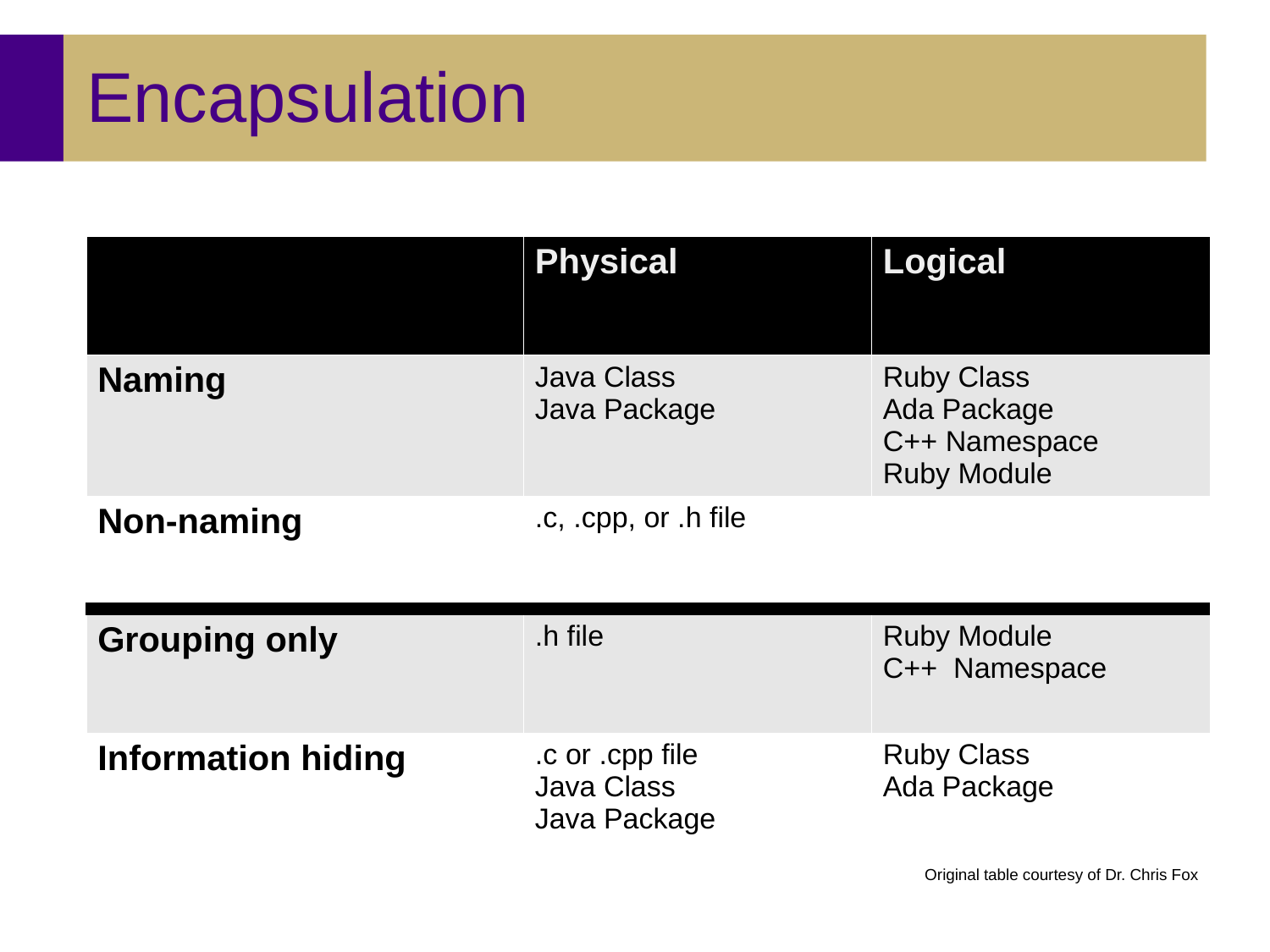# Encapsulation

| | Physical | Logical |
|---|---|---|
| **Naming** | Java Class<br>Java Package | Ruby Class<br>Ada Package<br>C++ Namespace<br>Ruby Module |
| **Non-naming** | .c, .cpp, or .h file | |
| **Grouping only** | .h file | Ruby Module<br>C++ Namespace |
| **Information hiding** | .c or .cpp file<br>Java Class<br>Java Package | Ruby Class<br>Ada Package |

Original table courtesy of Dr. Chris Fox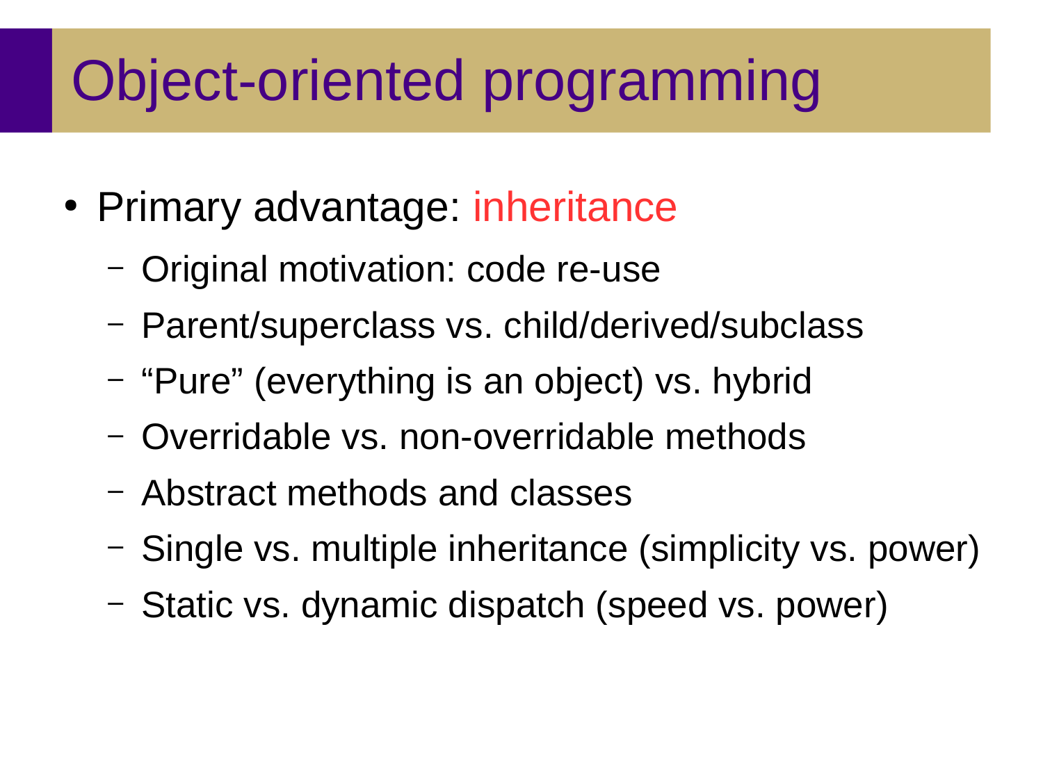# Object-oriented programming

- Primary advantage: inheritance
  - Original motivation: code re-use
  - Parent/superclass vs. child/derived/subclass
  - “Pure” (everything is an object) vs. hybrid
  - Overridable vs. non-overridable methods
  - Abstract methods and classes
  - Single vs. multiple inheritance (simplicity vs. power)
  - Static vs. dynamic dispatch (speed vs. power)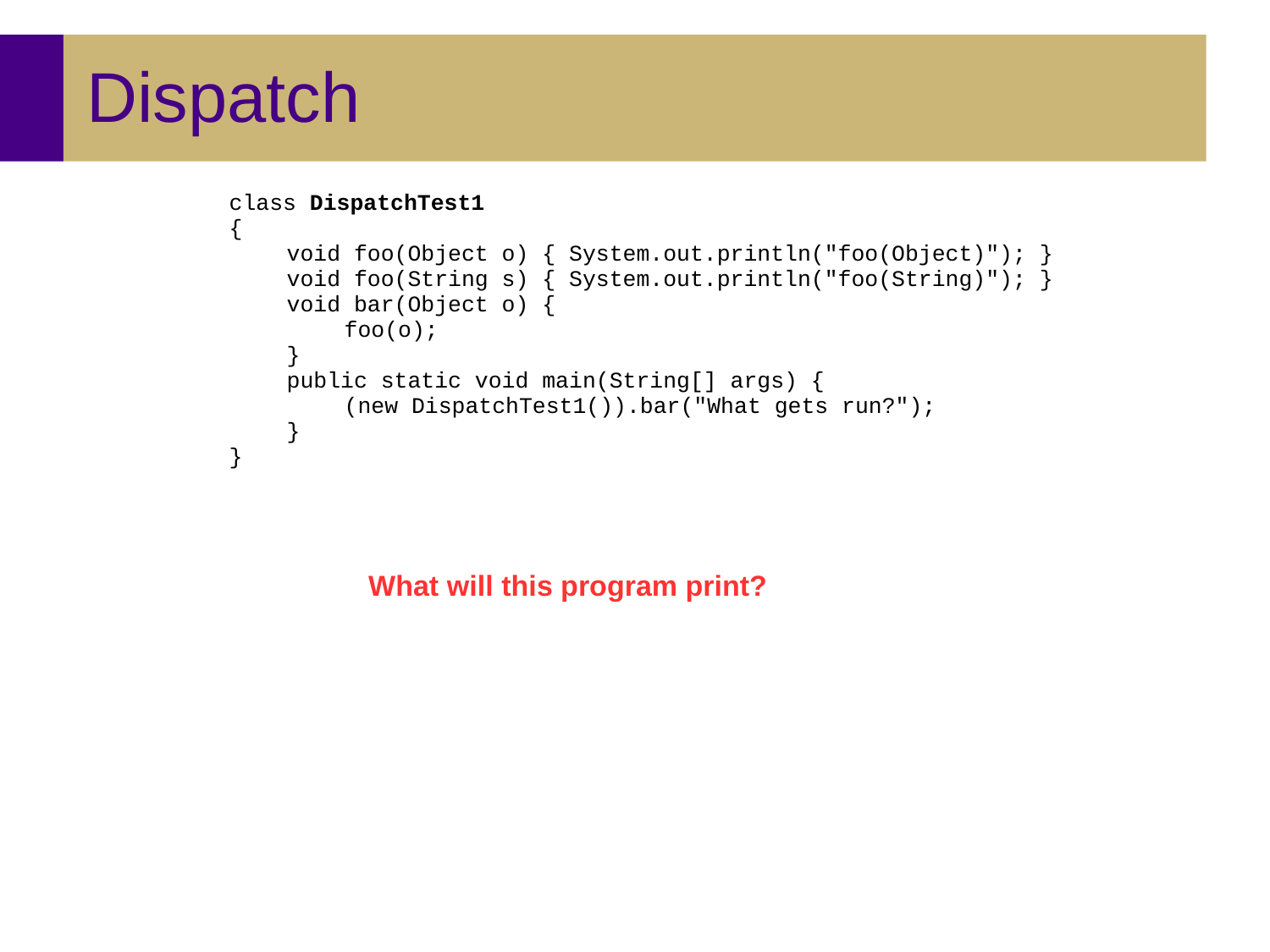# Dispatch

```
class DispatchTest1
{
    void foo(Object o) { System.out.println("foo(Object)"); }
    void foo(String s) { System.out.println("foo(String)"); }
    void bar(Object o) {
        foo(o);
    }
    public static void main(String[] args) {
        (new DispatchTest1()).bar("What gets run?");
    }
}
```

**What will this program print?**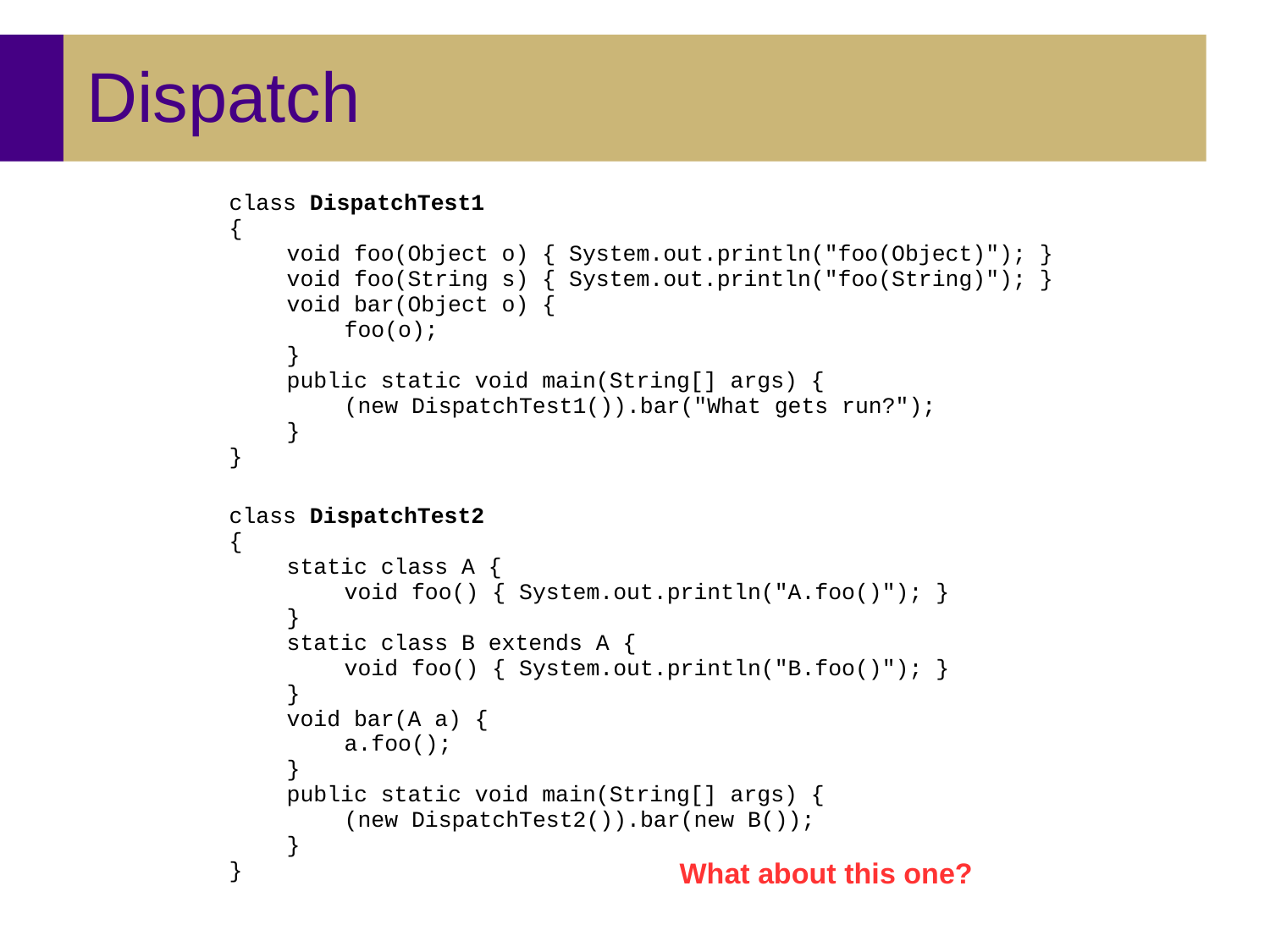# Dispatch

```
class DispatchTest1
{
    void foo(Object o) { System.out.println("foo(Object)"); }
    void foo(String s) { System.out.println("foo(String)"); }
    void bar(Object o) {
        foo(o);
    }
    public static void main(String[] args) {
        (new DispatchTest1()).bar("What gets run?");
    }
}

class DispatchTest2
{
    static class A {
        void foo() { System.out.println("A.foo()"); }
    }
    static class B extends A {
        void foo() { System.out.println("B.foo()"); }
    }
    void bar(A a) {
        a.foo();
    }
    public static void main(String[] args) {
        (new DispatchTest2()).bar(new B());
    }
}
```

**What about this one?**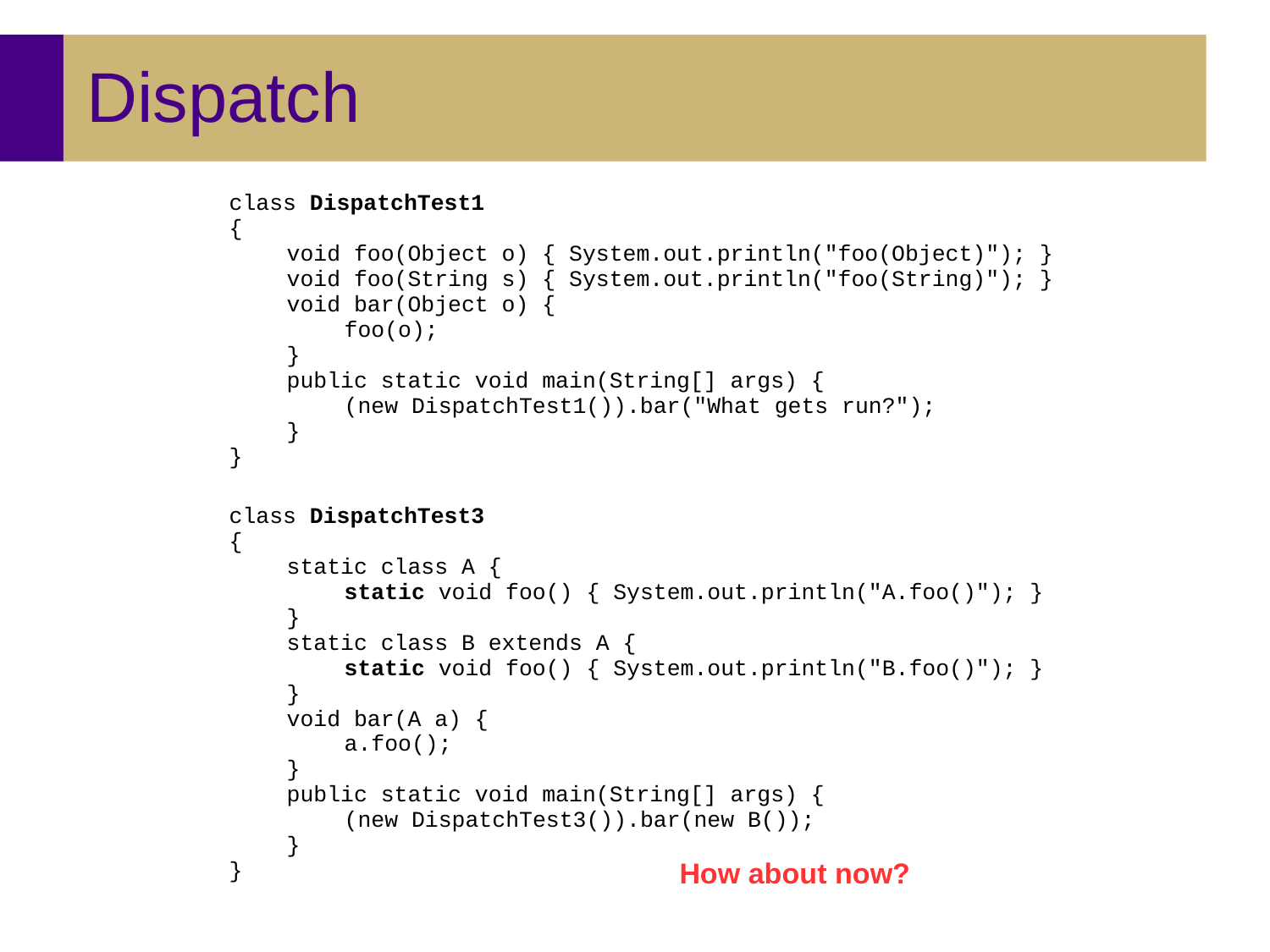# Dispatch

```
class DispatchTest1
{
    void foo(Object o) { System.out.println("foo(Object)"); }
    void foo(String s) { System.out.println("foo(String)"); }
    void bar(Object o) {
        foo(o);
    }
    public static void main(String[] args) {
        (new DispatchTest1()).bar("What gets run?");
    }
}

class DispatchTest3
{
    static class A {
        static void foo() { System.out.println("A.foo()"); }
    }
    static class B extends A {
        static void foo() { System.out.println("B.foo()"); }
    }
    void bar(A a) {
        a.foo();
    }
    public static void main(String[] args) {
        (new DispatchTest3()).bar(new B());
    }
}
```

**How about now?**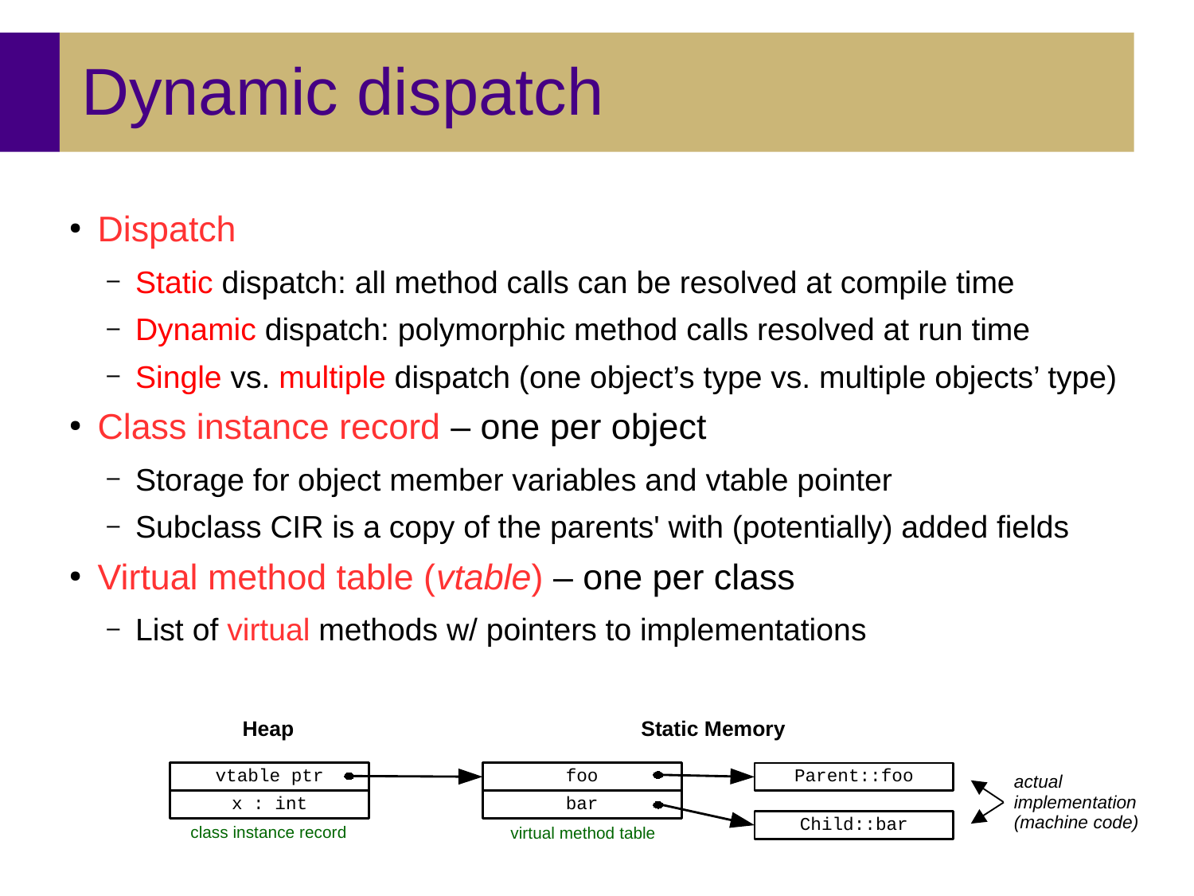# Dynamic dispatch

- Dispatch
  - Static dispatch: all method calls can be resolved at compile time
  - Dynamic dispatch: polymorphic method calls resolved at run time
  - Single vs. multiple dispatch (one object's type vs. multiple objects' type)
- Class instance record – one per object
  - Storage for object member variables and vtable pointer
  - Subclass CIR is a copy of the parents' with (potentially) added fields
- Virtual method table (*vtable*) – one per class
  - List of virtual methods w/ pointers to implementations

**Heap**

vtable ptr

x : int

class instance record

**Static Memory**

foo

bar

virtual method table

Parent::foo

Child::bar

*actual implementation (machine code)*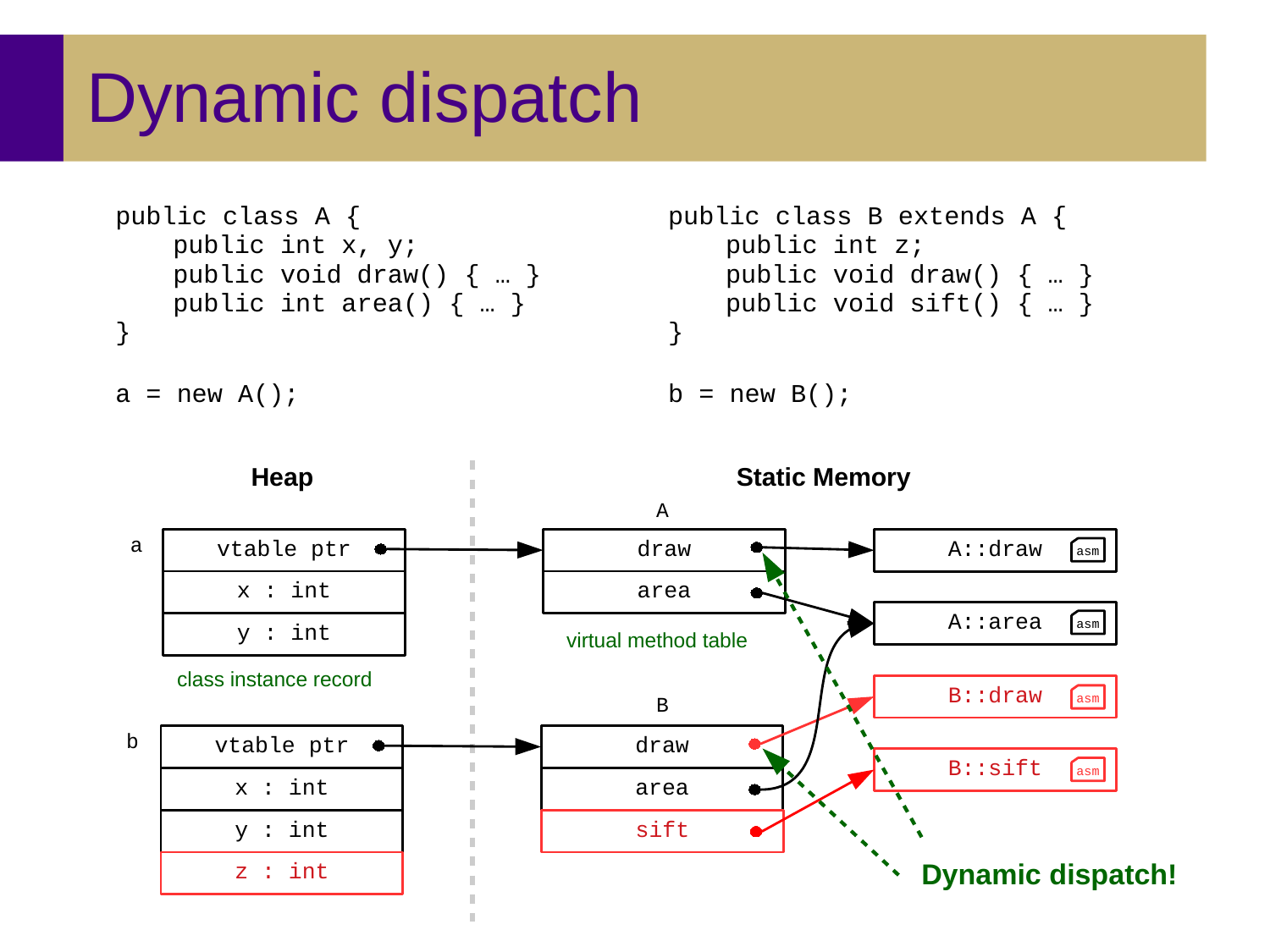# Dynamic dispatch

```
public class A {
    public int x, y;
    public void draw() { … }
    public int area() { … }
}

a = new A();
```

```
public class B extends A {
    public int z;
    public void draw() { … }
    public void sift() { … }
}

b = new B();
```

Heap

Static Memory

a

vtable ptr

x : int

y : int

class instance record

b

vtable ptr

x : int

y : int

z : int

A

draw

area

virtual method table

B

draw

area

sift

A::draw asm

A::area asm

B::draw asm

B::sift asm

Dynamic dispatch!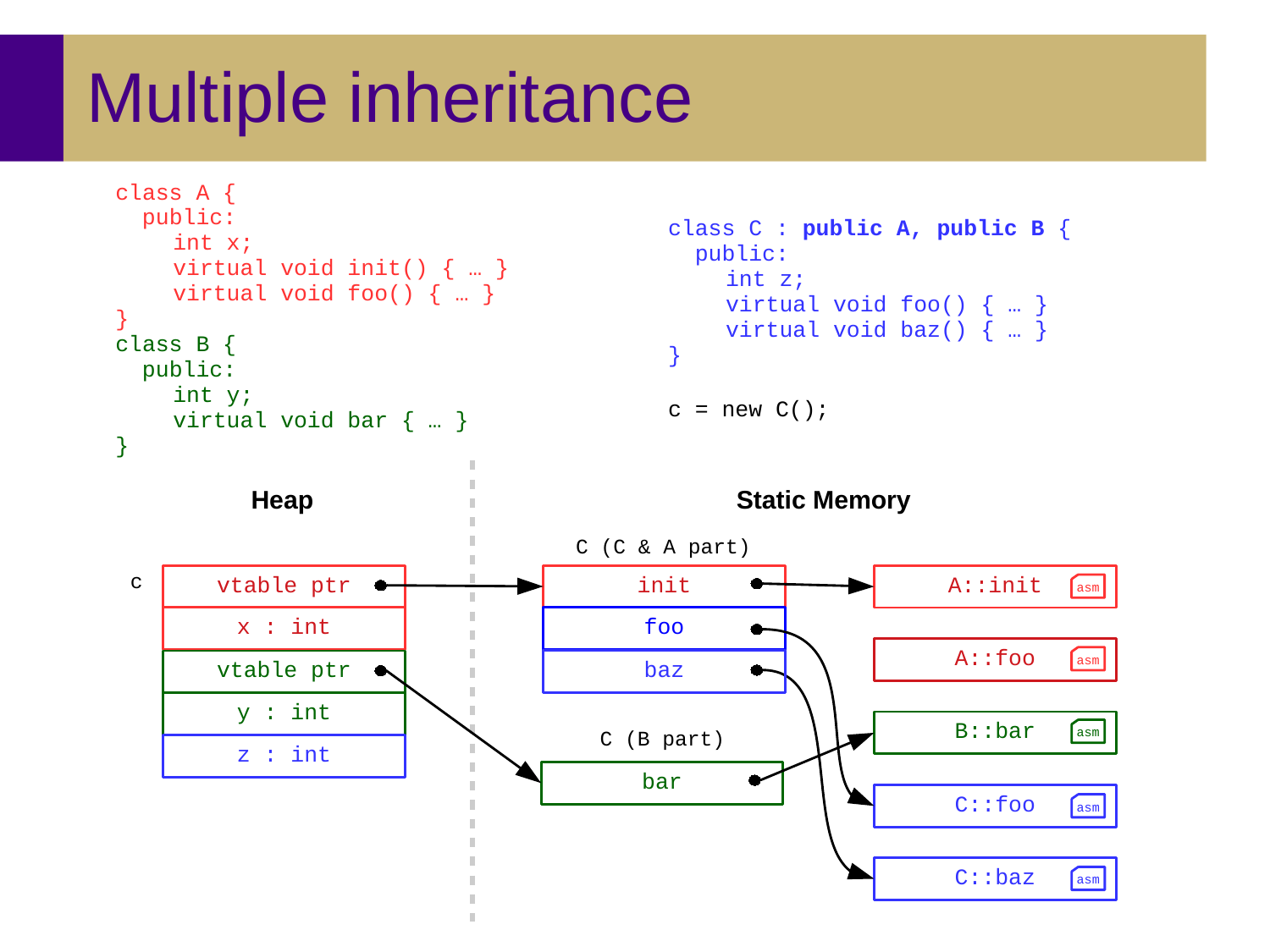# Multiple inheritance

```
class A {
  public:
    int x;
    virtual void init() { … }
    virtual void foo() { … }
}
class B {
  public:
    int y;
    virtual void bar { … }
}
```

```
class C : public A, public B {
  public:
    int z;
    virtual void foo() { … }
    virtual void baz() { … }
}

c = new C();
```

**Heap**

c

vtable ptr
x : int
vtable ptr
y : int
z : int

**Static Memory**

C (C & A part)

init
foo
baz

C (B part)

bar

A::init asm
A::foo asm
B::bar asm
C::foo asm
C::baz asm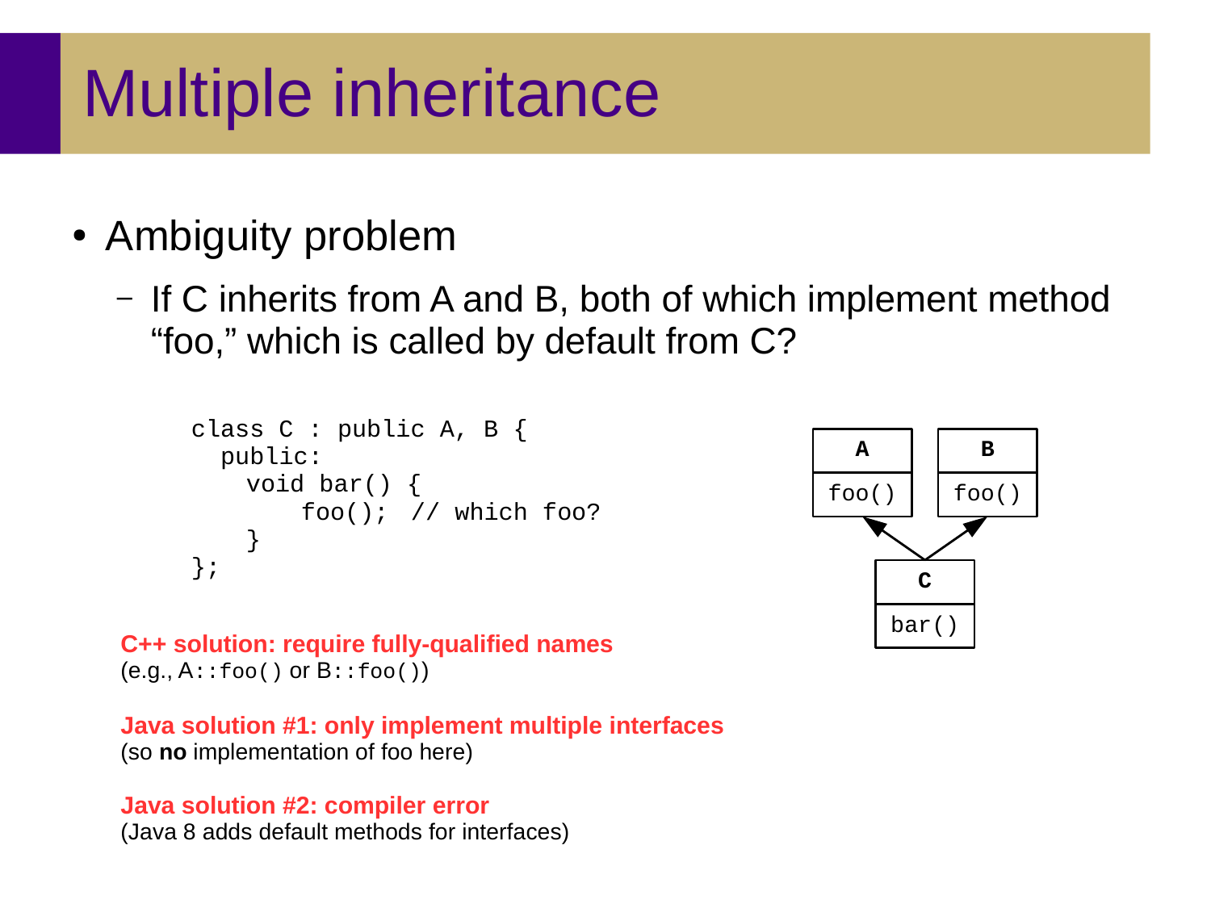# Multiple inheritance

- Ambiguity problem
  - If C inherits from A and B, both of which implement method "foo," which is called by default from C?

```
class C : public A, B {
  public:
    void bar() {
        foo();  // which foo?
    }
};
```

A
foo()

B
foo()

C
bar()

**C++ solution: require fully-qualified names**
(e.g., `A::foo()` or `B::foo()`)

**Java solution #1: only implement multiple interfaces**
(so **no** implementation of foo here)

**Java solution #2: compiler error**
(Java 8 adds default methods for interfaces)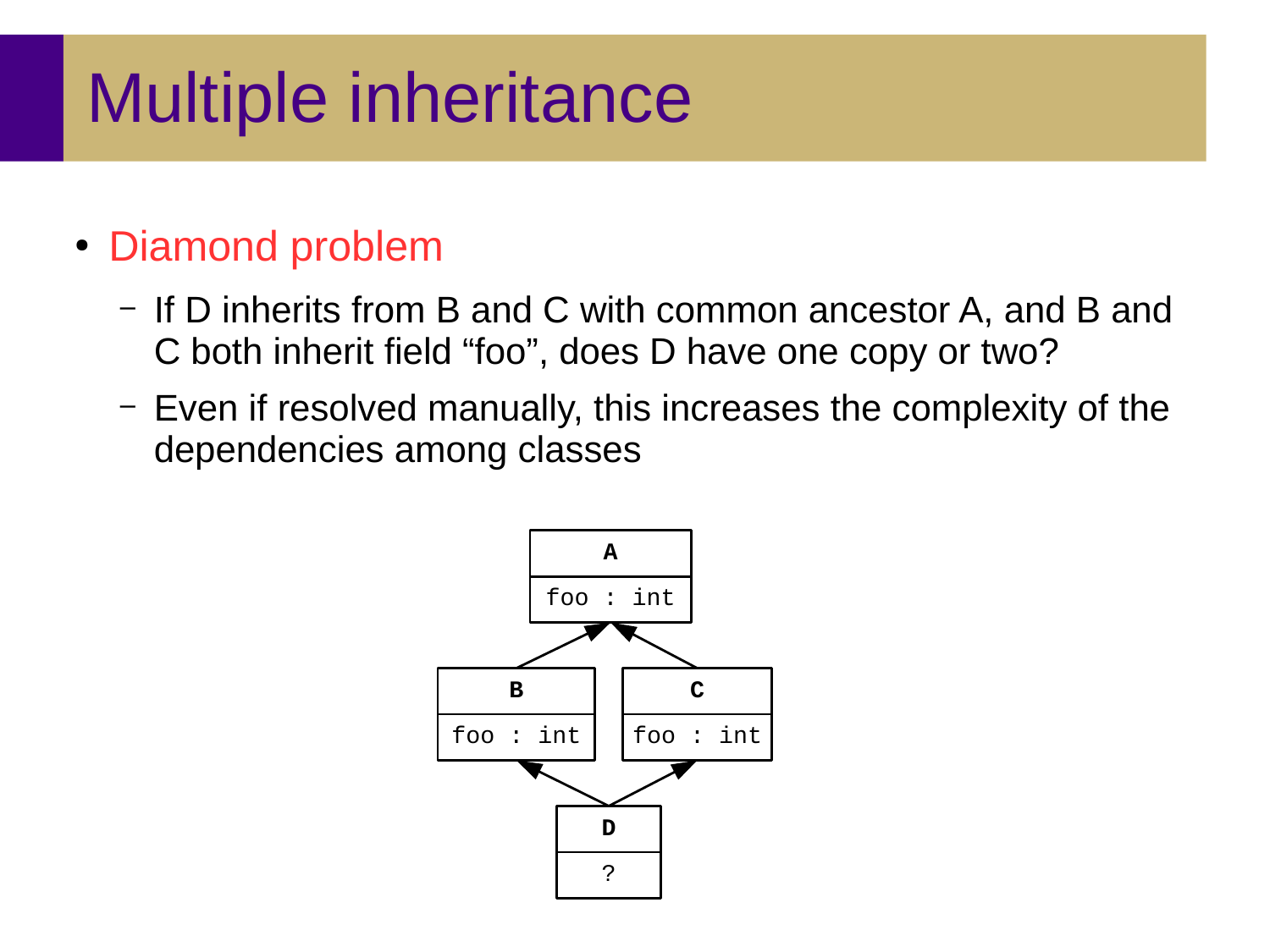# Multiple inheritance

- Diamond problem
  - If D inherits from B and C with common ancestor A, and B and C both inherit field “foo”, does D have one copy or two?
  - Even if resolved manually, this increases the complexity of the dependencies among classes

A
foo : int

B
foo : int

C
foo : int

D
?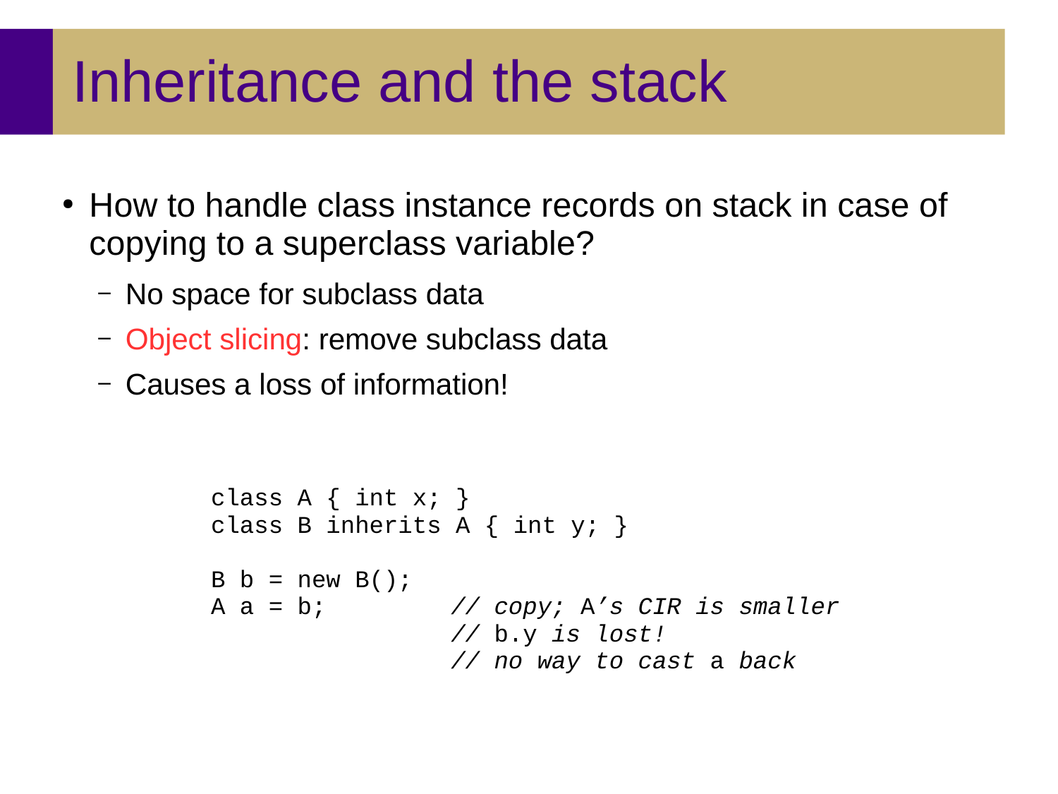# Inheritance and the stack

- How to handle class instance records on stack in case of copying to a superclass variable?
  - No space for subclass data
  - Object slicing: remove subclass data
  - Causes a loss of information!

```
class A { int x; }
class B inherits A { int y; }

B b = new B();
A a = b;         // copy; A’s CIR is smaller
                 // b.y is lost!
                 // no way to cast a back
```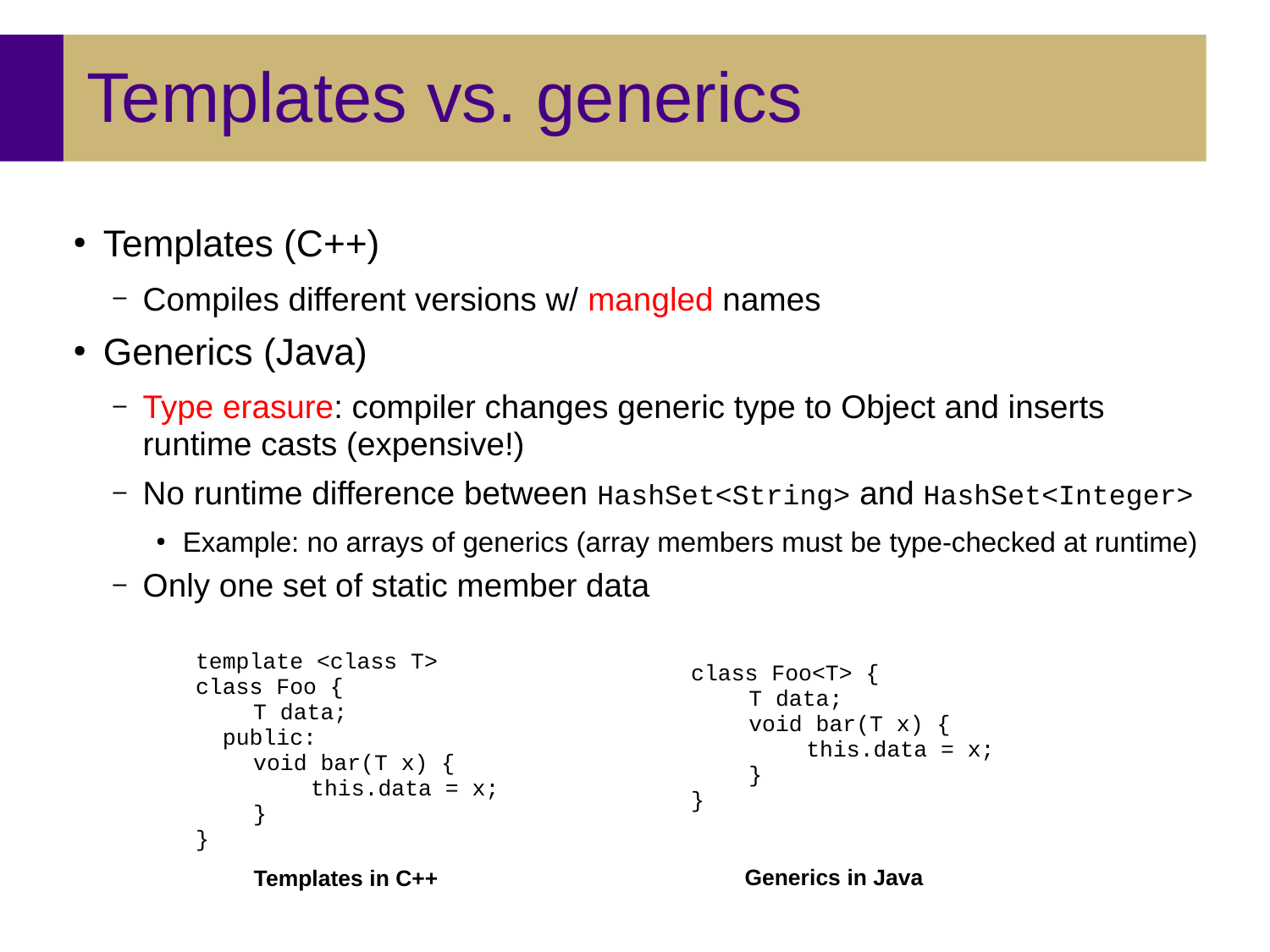# Templates vs. generics

- Templates (C++)
  - Compiles different versions w/ mangled names
- Generics (Java)
  - Type erasure: compiler changes generic type to Object and inserts runtime casts (expensive!)
  - No runtime difference between `HashSet<String>` and `HashSet<Integer>`
    - Example: no arrays of generics (array members must be type-checked at runtime)
  - Only one set of static member data

```
template <class T>
class Foo {
    T data;
  public:
    void bar(T x) {
        this.data = x;
    }
}
```

**Templates in C++**

```
class Foo<T> {
    T data;
    void bar(T x) {
        this.data = x;
    }
}
```

**Generics in Java**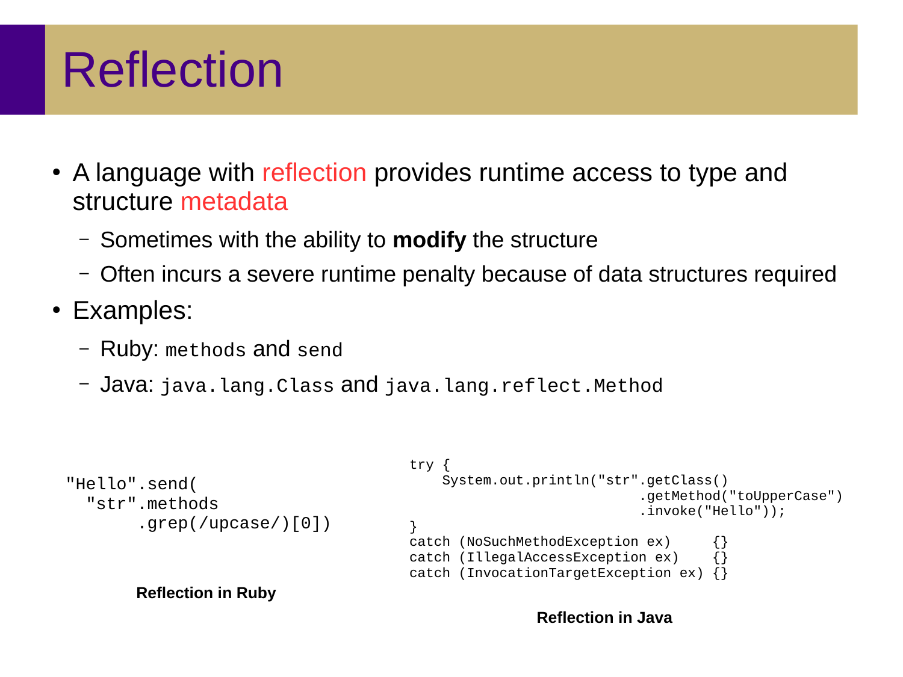# Reflection

- A language with reflection provides runtime access to type and structure metadata
  - Sometimes with the ability to **modify** the structure
  - Often incurs a severe runtime penalty because of data structures required
- Examples:
  - Ruby: `methods` and `send`
  - Java: `java.lang.Class` and `java.lang.reflect.Method`

```
"Hello".send(
  "str".methods
       .grep(/upcase/)[0])
```

**Reflection in Ruby**

```
try {
    System.out.println("str".getClass()
                            .getMethod("toUpperCase")
                            .invoke("Hello"));
}
catch (NoSuchMethodException ex)     {}
catch (IllegalAccessException ex)    {}
catch (InvocationTargetException ex) {}
```

**Reflection in Java**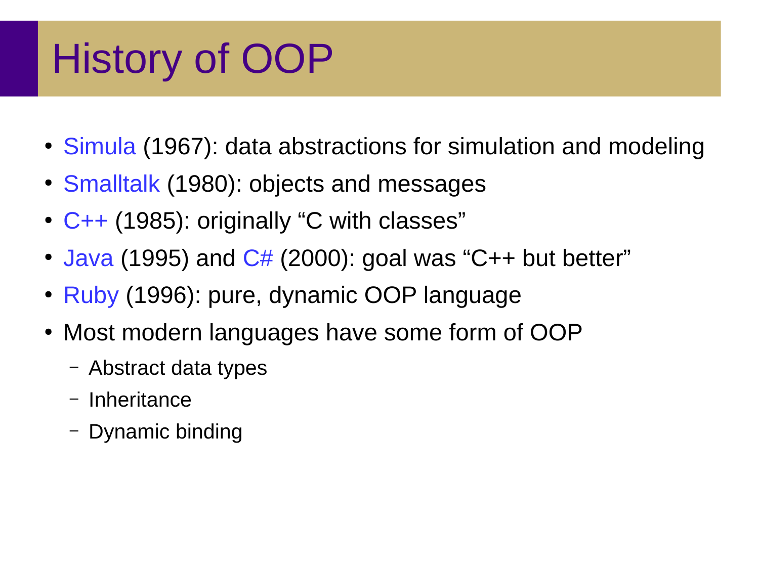# History of OOP

- Simula (1967): data abstractions for simulation and modeling
- Smalltalk (1980): objects and messages
- C++ (1985): originally “C with classes”
- Java (1995) and C# (2000): goal was “C++ but better”
- Ruby (1996): pure, dynamic OOP language
- Most modern languages have some form of OOP
  - Abstract data types
  - Inheritance
  - Dynamic binding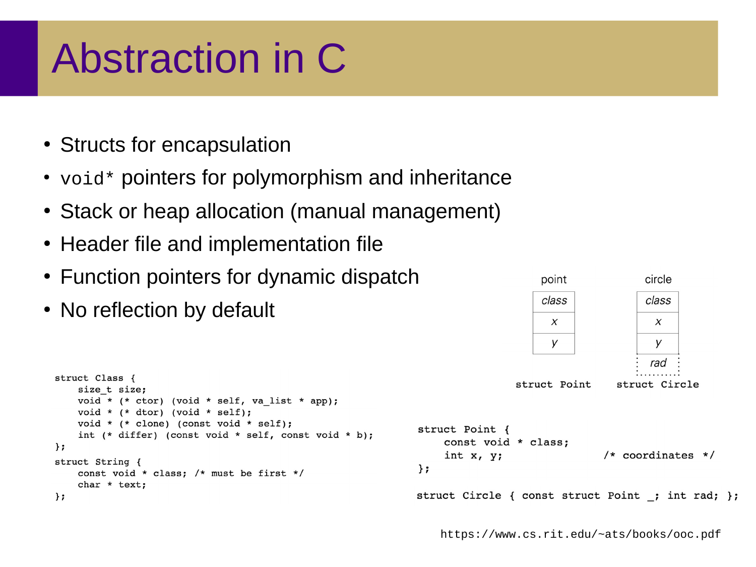# Abstraction in C

- Structs for encapsulation
- `void*` pointers for polymorphism and inheritance
- Stack or heap allocation (manual management)
- Header file and implementation file
- Function pointers for dynamic dispatch
- No reflection by default

point

| class |
|---|
| x |
| y |

struct Point

circle

| class |
|---|
| x |
| y |
| rad |

struct Circle

```c
struct Class {
    size_t size;
    void * (* ctor) (void * self, va_list * app);
    void * (* dtor) (void * self);
    void * (* clone) (const void * self);
    int (* differ) (const void * self, const void * b);
};
struct String {
    const void * class; /* must be first */
    char * text;
};
```

```c
struct Point {
    const void * class;
    int x, y;                /* coordinates */
};

struct Circle { const struct Point _; int rad; };
```

https://www.cs.rit.edu/~ats/books/ooc.pdf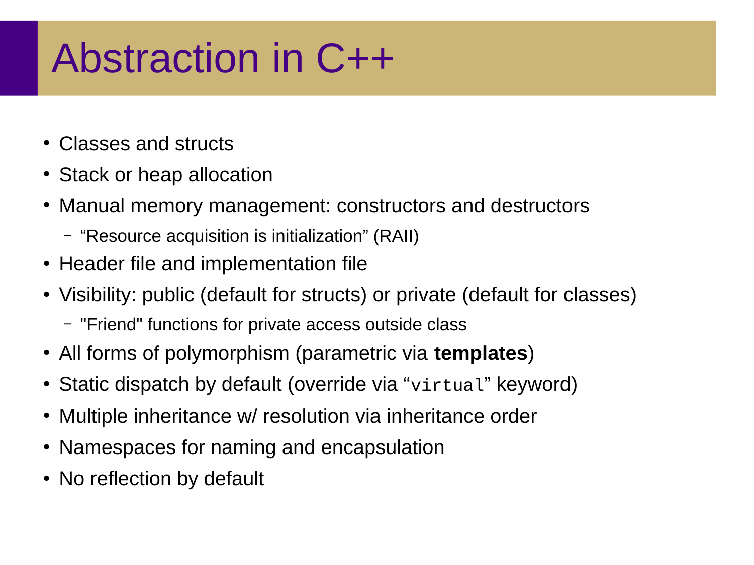# Abstraction in C++

- Classes and structs
- Stack or heap allocation
- Manual memory management: constructors and destructors
  - “Resource acquisition is initialization” (RAII)
- Header file and implementation file
- Visibility: public (default for structs) or private (default for classes)
  - "Friend" functions for private access outside class
- All forms of polymorphism (parametric via **templates**)
- Static dispatch by default (override via “`virtual`” keyword)
- Multiple inheritance w/ resolution via inheritance order
- Namespaces for naming and encapsulation
- No reflection by default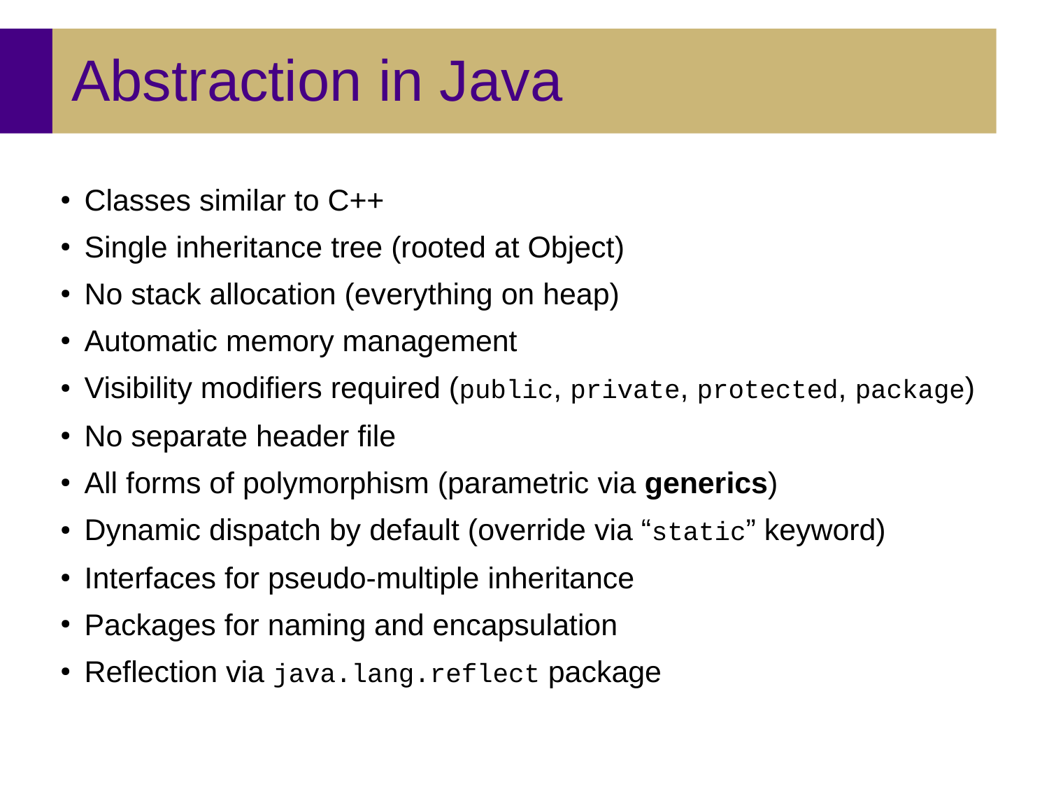# Abstraction in Java

- Classes similar to C++
- Single inheritance tree (rooted at Object)
- No stack allocation (everything on heap)
- Automatic memory management
- Visibility modifiers required (`public`, `private`, `protected`, `package`)
- No separate header file
- All forms of polymorphism (parametric via **generics**)
- Dynamic dispatch by default (override via "`static`" keyword)
- Interfaces for pseudo-multiple inheritance
- Packages for naming and encapsulation
- Reflection via `java.lang.reflect` package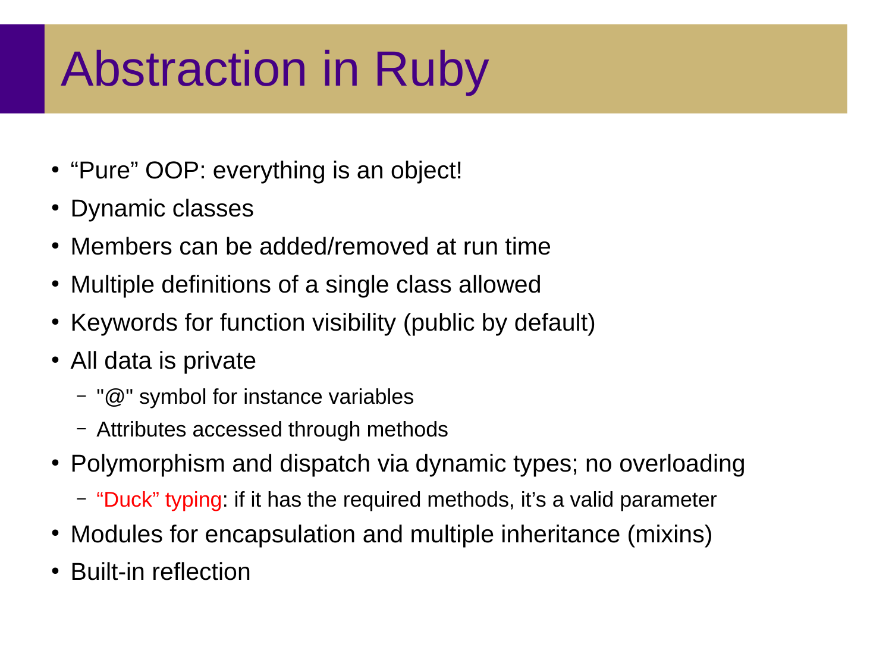# Abstraction in Ruby

- “Pure” OOP: everything is an object!
- Dynamic classes
- Members can be added/removed at run time
- Multiple definitions of a single class allowed
- Keywords for function visibility (public by default)
- All data is private
  - "@" symbol for instance variables
  - Attributes accessed through methods
- Polymorphism and dispatch via dynamic types; no overloading
  - “Duck” typing: if it has the required methods, it’s a valid parameter
- Modules for encapsulation and multiple inheritance (mixins)
- Built-in reflection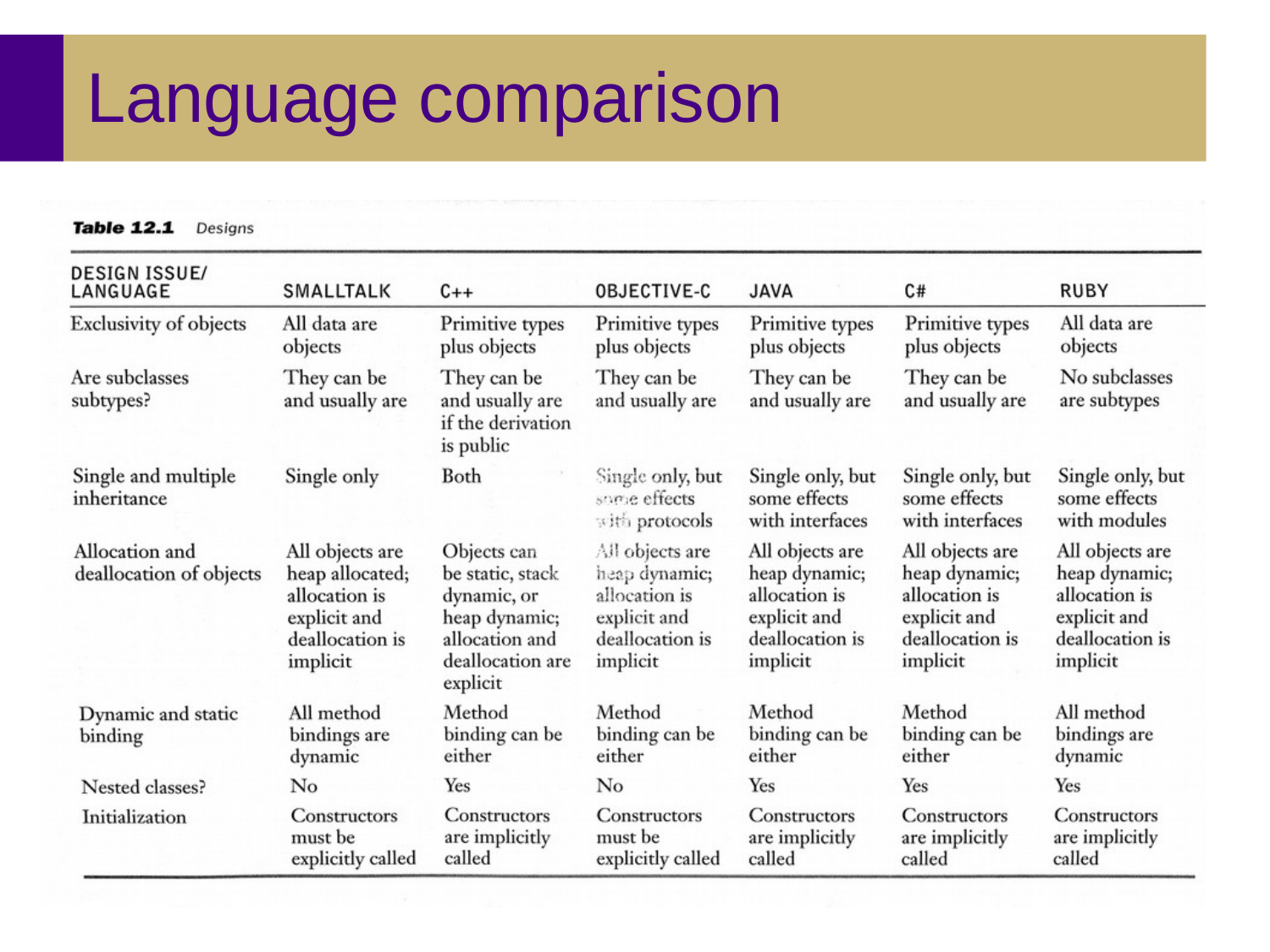# Language comparison

**Table 12.1** *Designs*

| DESIGN ISSUE/ LANGUAGE | SMALLTALK | C++ | OBJECTIVE-C | JAVA | C# | RUBY |
|---|---|---|---|---|---|---|
| Exclusivity of objects | All data are objects | Primitive types plus objects | Primitive types plus objects | Primitive types plus objects | Primitive types plus objects | All data are objects |
| Are subclasses subtypes? | They can be and usually are | They can be and usually are if the derivation is public | They can be and usually are | They can be and usually are | They can be and usually are | No subclasses are subtypes |
| Single and multiple inheritance | Single only | Both | Single only, but some effects with protocols | Single only, but some effects with interfaces | Single only, but some effects with interfaces | Single only, but some effects with modules |
| Allocation and deallocation of objects | All objects are heap allocated; allocation is explicit and deallocation is implicit | Objects can be static, stack dynamic, or heap dynamic; allocation and deallocation are explicit | All objects are heap dynamic; allocation is explicit and deallocation is implicit | All objects are heap dynamic; allocation is explicit and deallocation is implicit | All objects are heap dynamic; allocation is explicit and deallocation is implicit | All objects are heap dynamic; allocation is explicit and deallocation is implicit |
| Dynamic and static binding | All method bindings are dynamic | Method binding can be either | Method binding can be either | Method binding can be either | Method binding can be either | All method bindings are dynamic |
| Nested classes? | No | Yes | No | Yes | Yes | Yes |
| Initialization | Constructors must be explicitly called | Constructors are implicitly called | Constructors must be explicitly called | Constructors are implicitly called | Constructors are implicitly called | Constructors are implicitly called |